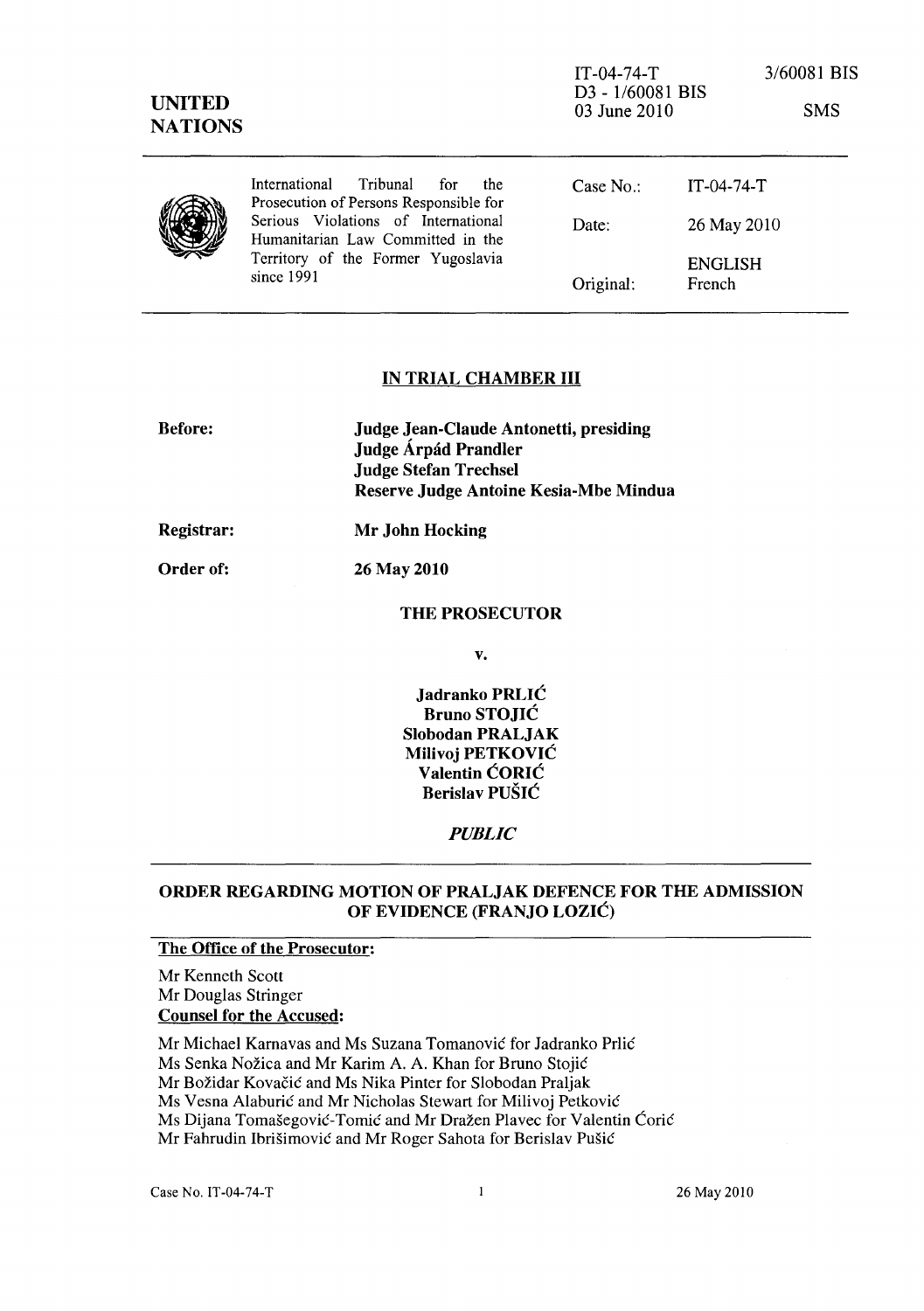IT-04-74-T
D3 - 1/60081 BIS
03 June 2010

3/60081 BIS

SMS

**UNITED NATIONS**

International Tribunal for the Prosecution of Persons Responsible for Serious Violations of International Humanitarian Law Committed in the Territory of the Former Yugoslavia since 1991

| | |
|---|---|
| Case No.: | IT-04-74-T |
| Date: | 26 May 2010 |
| | ENGLISH |
| Original: | French |

## IN TRIAL CHAMBER III

**Before:** **Judge Jean-Claude Antonetti, presiding**
**Judge Árpád Prandler**
**Judge Stefan Trechsel**
**Reserve Judge Antoine Kesia-Mbe Mindua**

**Registrar:** **Mr John Hocking**

**Order of:** **26 May 2010**

**THE PROSECUTOR**

**v.**

**Jadranko PRLIĆ**
**Bruno STOJIĆ**
**Slobodan PRALJAK**
**Milivoj PETKOVIĆ**
**Valentin ĆORIĆ**
**Berislav PUŠIĆ**

***PUBLIC***

## ORDER REGARDING MOTION OF PRALJAK DEFENCE FOR THE ADMISSION OF EVIDENCE (FRANJO LOZIĆ)

**The Office of the Prosecutor:**

Mr Kenneth Scott
Mr Douglas Stringer

**Counsel for the Accused:**

Mr Michael Karnavas and Ms Suzana Tomanović for Jadranko Prlić
Ms Senka Nožica and Mr Karim A. A. Khan for Bruno Stojić
Mr Božidar Kovačić and Ms Nika Pinter for Slobodan Praljak
Ms Vesna Alaburić and Mr Nicholas Stewart for Milivoj Petković
Ms Dijana Tomašegović-Tomić and Mr Dražen Plavec for Valentin Ćorić
Mr Fahrudin Ibrišimović and Mr Roger Sahota for Berislav Pušić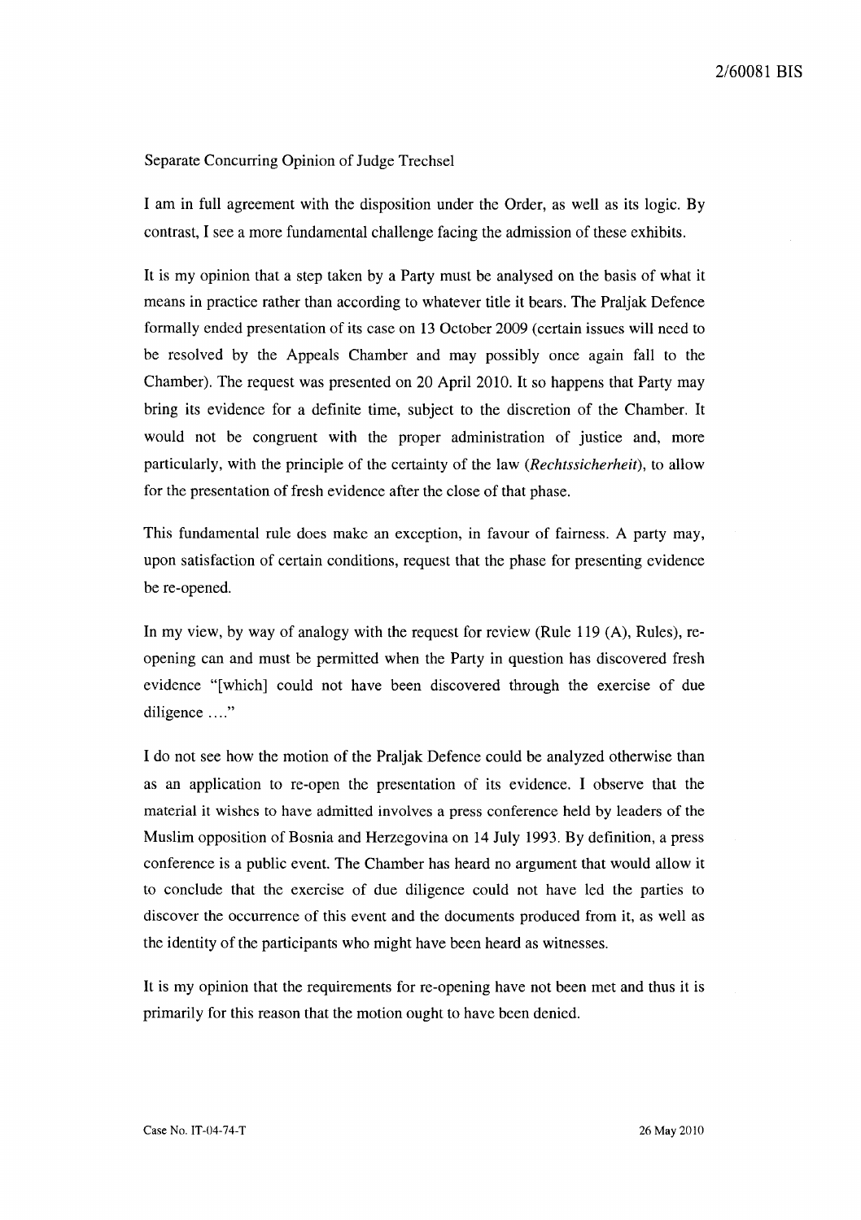Separate Concurring Opinion of Judge Trechsel

I am in full agreement with the disposition under the Order, as well as its logic. By contrast, I see a more fundamental challenge facing the admission of these exhibits.

It is my opinion that a step taken by a Party must be analysed on the basis of what it means in practice rather than according to whatever title it bears. The Praljak Defence formally ended presentation of its case on 13 October 2009 (certain issues will need to be resolved by the Appeals Chamber and may possibly once again fall to the Chamber). The request was presented on 20 April 2010. It so happens that Party may bring its evidence for a definite time, subject to the discretion of the Chamber. It would not be congruent with the proper administration of justice and, more particularly, with the principle of the certainty of the law (*Rechtssicherheit*), to allow for the presentation of fresh evidence after the close of that phase.

This fundamental rule does make an exception, in favour of fairness. A party may, upon satisfaction of certain conditions, request that the phase for presenting evidence be re-opened.

In my view, by way of analogy with the request for review (Rule 119 (A), Rules), re-opening can and must be permitted when the Party in question has discovered fresh evidence "[which] could not have been discovered through the exercise of due diligence ...."

I do not see how the motion of the Praljak Defence could be analyzed otherwise than as an application to re-open the presentation of its evidence. I observe that the material it wishes to have admitted involves a press conference held by leaders of the Muslim opposition of Bosnia and Herzegovina on 14 July 1993. By definition, a press conference is a public event. The Chamber has heard no argument that would allow it to conclude that the exercise of due diligence could not have led the parties to discover the occurrence of this event and the documents produced from it, as well as the identity of the participants who might have been heard as witnesses.

It is my opinion that the requirements for re-opening have not been met and thus it is primarily for this reason that the motion ought to have been denied.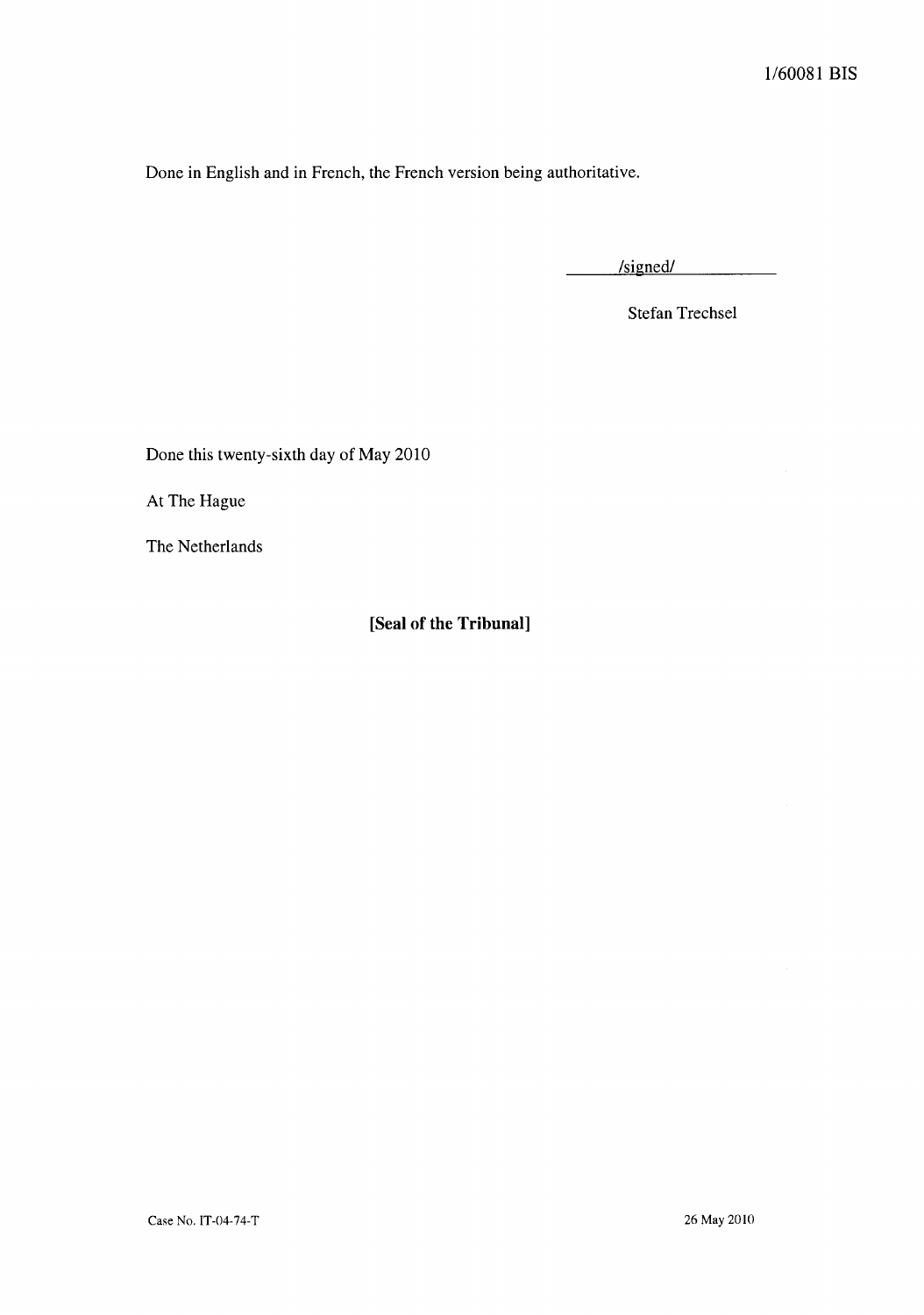Done in English and in French, the French version being authoritative.

/signed/

Stefan Trechsel

Done this twenty-sixth day of May 2010

At The Hague

The Netherlands

**[Seal of the Tribunal]**